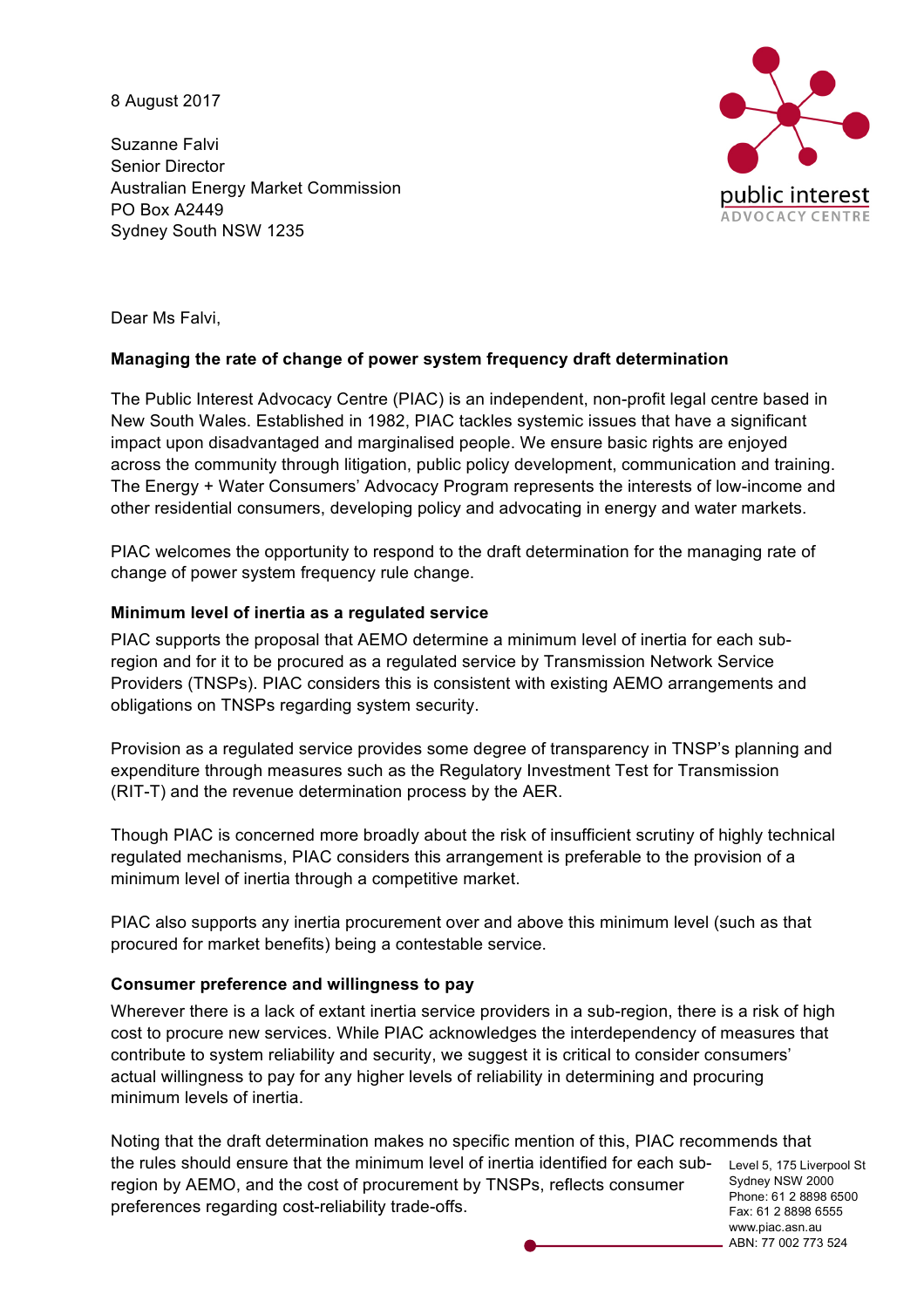8 August 2017

Suzanne Falvi
Senior Director
Australian Energy Market Commission
PO Box A2449
Sydney South NSW 1235

Dear Ms Falvi,

**Managing the rate of change of power system frequency draft determination**

The Public Interest Advocacy Centre (PIAC) is an independent, non-profit legal centre based in New South Wales. Established in 1982, PIAC tackles systemic issues that have a significant impact upon disadvantaged and marginalised people. We ensure basic rights are enjoyed across the community through litigation, public policy development, communication and training. The Energy + Water Consumers' Advocacy Program represents the interests of low-income and other residential consumers, developing policy and advocating in energy and water markets.

PIAC welcomes the opportunity to respond to the draft determination for the managing rate of change of power system frequency rule change.

**Minimum level of inertia as a regulated service**

PIAC supports the proposal that AEMO determine a minimum level of inertia for each sub-region and for it to be procured as a regulated service by Transmission Network Service Providers (TNSPs). PIAC considers this is consistent with existing AEMO arrangements and obligations on TNSPs regarding system security.

Provision as a regulated service provides some degree of transparency in TNSP's planning and expenditure through measures such as the Regulatory Investment Test for Transmission (RIT-T) and the revenue determination process by the AER.

Though PIAC is concerned more broadly about the risk of insufficient scrutiny of highly technical regulated mechanisms, PIAC considers this arrangement is preferable to the provision of a minimum level of inertia through a competitive market.

PIAC also supports any inertia procurement over and above this minimum level (such as that procured for market benefits) being a contestable service.

**Consumer preference and willingness to pay**

Wherever there is a lack of extant inertia service providers in a sub-region, there is a risk of high cost to procure new services. While PIAC acknowledges the interdependency of measures that contribute to system reliability and security, we suggest it is critical to consider consumers' actual willingness to pay for any higher levels of reliability in determining and procuring minimum levels of inertia.

Noting that the draft determination makes no specific mention of this, PIAC recommends that the rules should ensure that the minimum level of inertia identified for each sub-region by AEMO, and the cost of procurement by TNSPs, reflects consumer preferences regarding cost-reliability trade-offs.

Level 5, 175 Liverpool St
Sydney NSW 2000
Phone: 61 2 8898 6500
Fax: 61 2 8898 6555
www.piac.asn.au
ABN: 77 002 773 524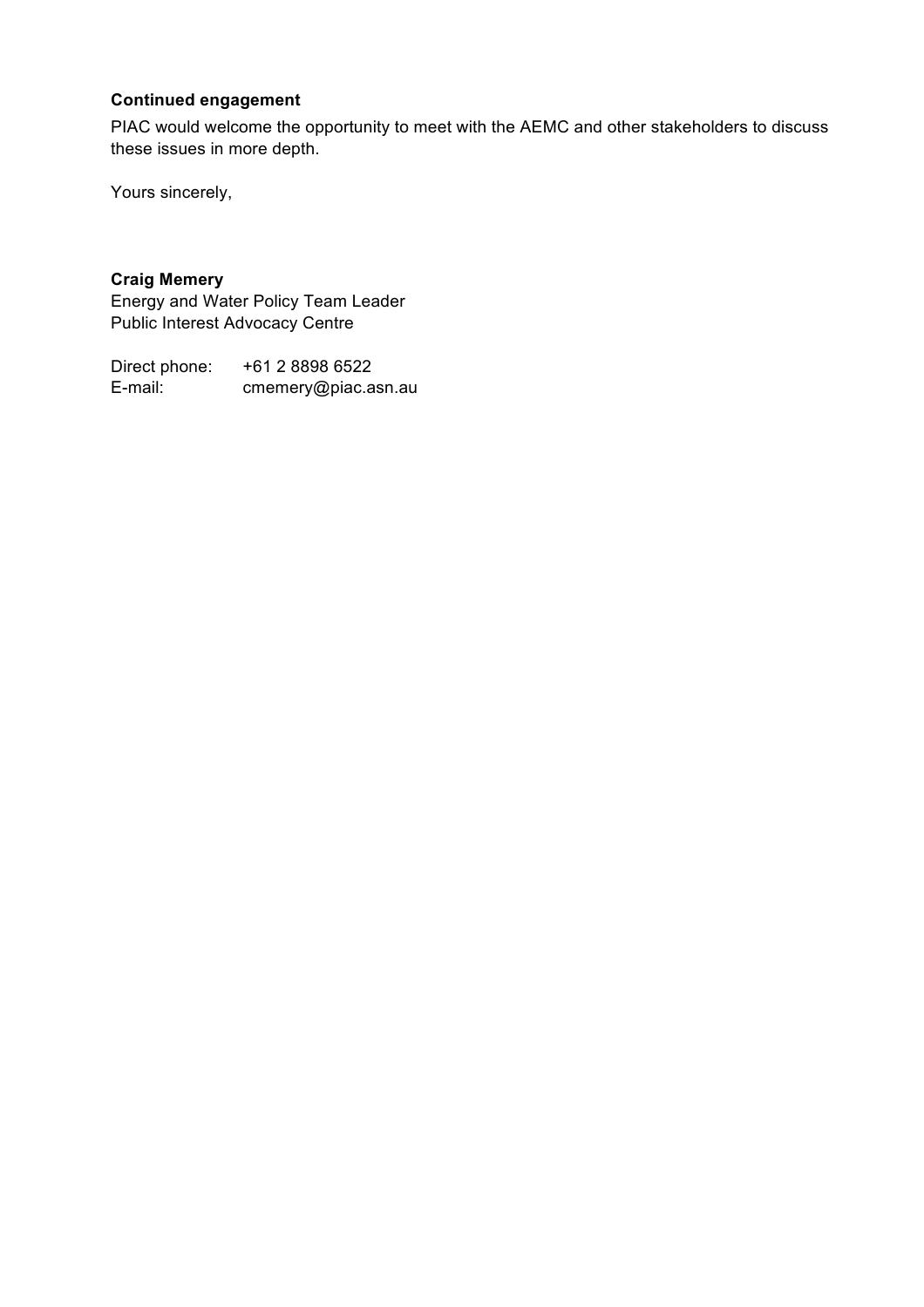**Continued engagement**

PIAC would welcome the opportunity to meet with the AEMC and other stakeholders to discuss these issues in more depth.

Yours sincerely,

**Craig Memery**  
Energy and Water Policy Team Leader  
Public Interest Advocacy Centre

Direct phone: +61 2 8898 6522  
E-mail: cmemery@piac.asn.au